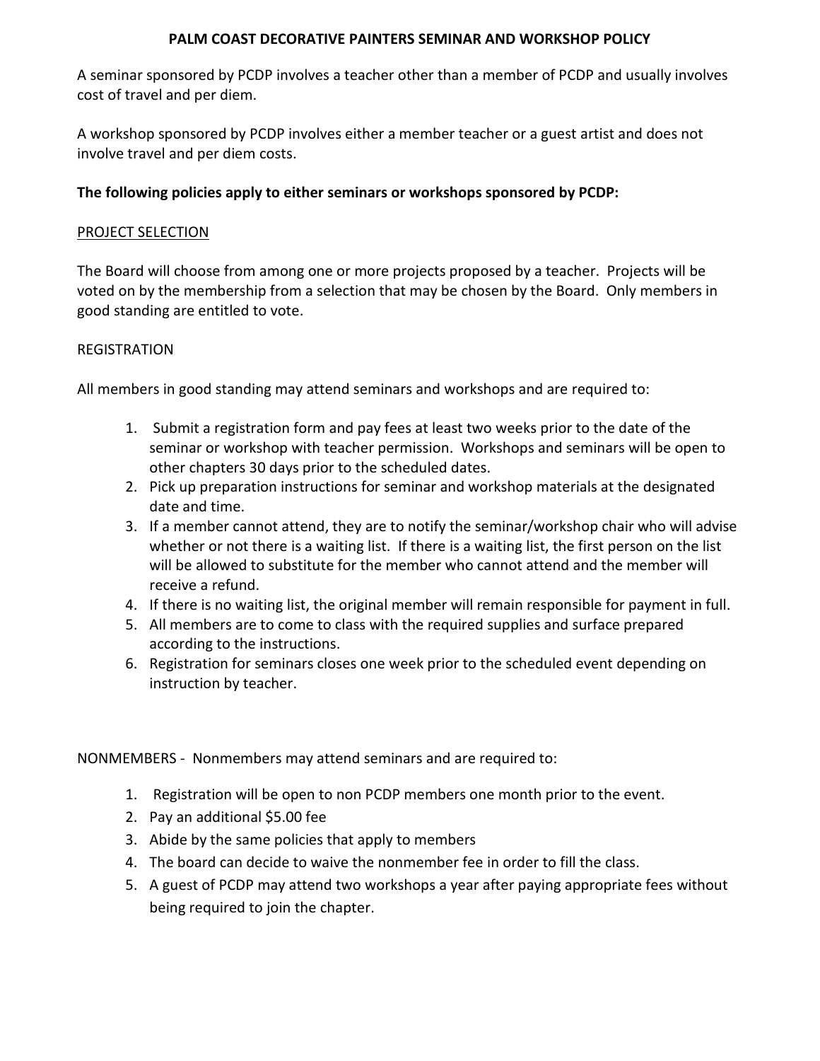# PALM COAST DECORATIVE PAINTERS SEMINAR AND WORKSHOP POLICY

A seminar sponsored by PCDP involves a teacher other than a member of PCDP and usually involves cost of travel and per diem.

A workshop sponsored by PCDP involves either a member teacher or a guest artist and does not involve travel and per diem costs.

**The following policies apply to either seminars or workshops sponsored by PCDP:**

<u>PROJECT SELECTION</u>

The Board will choose from among one or more projects proposed by a teacher. Projects will be voted on by the membership from a selection that may be chosen by the Board. Only members in good standing are entitled to vote.

REGISTRATION

All members in good standing may attend seminars and workshops and are required to:

1. Submit a registration form and pay fees at least two weeks prior to the date of the seminar or workshop with teacher permission. Workshops and seminars will be open to other chapters 30 days prior to the scheduled dates.
2. Pick up preparation instructions for seminar and workshop materials at the designated date and time.
3. If a member cannot attend, they are to notify the seminar/workshop chair who will advise whether or not there is a waiting list. If there is a waiting list, the first person on the list will be allowed to substitute for the member who cannot attend and the member will receive a refund.
4. If there is no waiting list, the original member will remain responsible for payment in full.
5. All members are to come to class with the required supplies and surface prepared according to the instructions.
6. Registration for seminars closes one week prior to the scheduled event depending on instruction by teacher.

NONMEMBERS - Nonmembers may attend seminars and are required to:

1. Registration will be open to non PCDP members one month prior to the event.
2. Pay an additional $5.00 fee
3. Abide by the same policies that apply to members
4. The board can decide to waive the nonmember fee in order to fill the class.
5. A guest of PCDP may attend two workshops a year after paying appropriate fees without being required to join the chapter.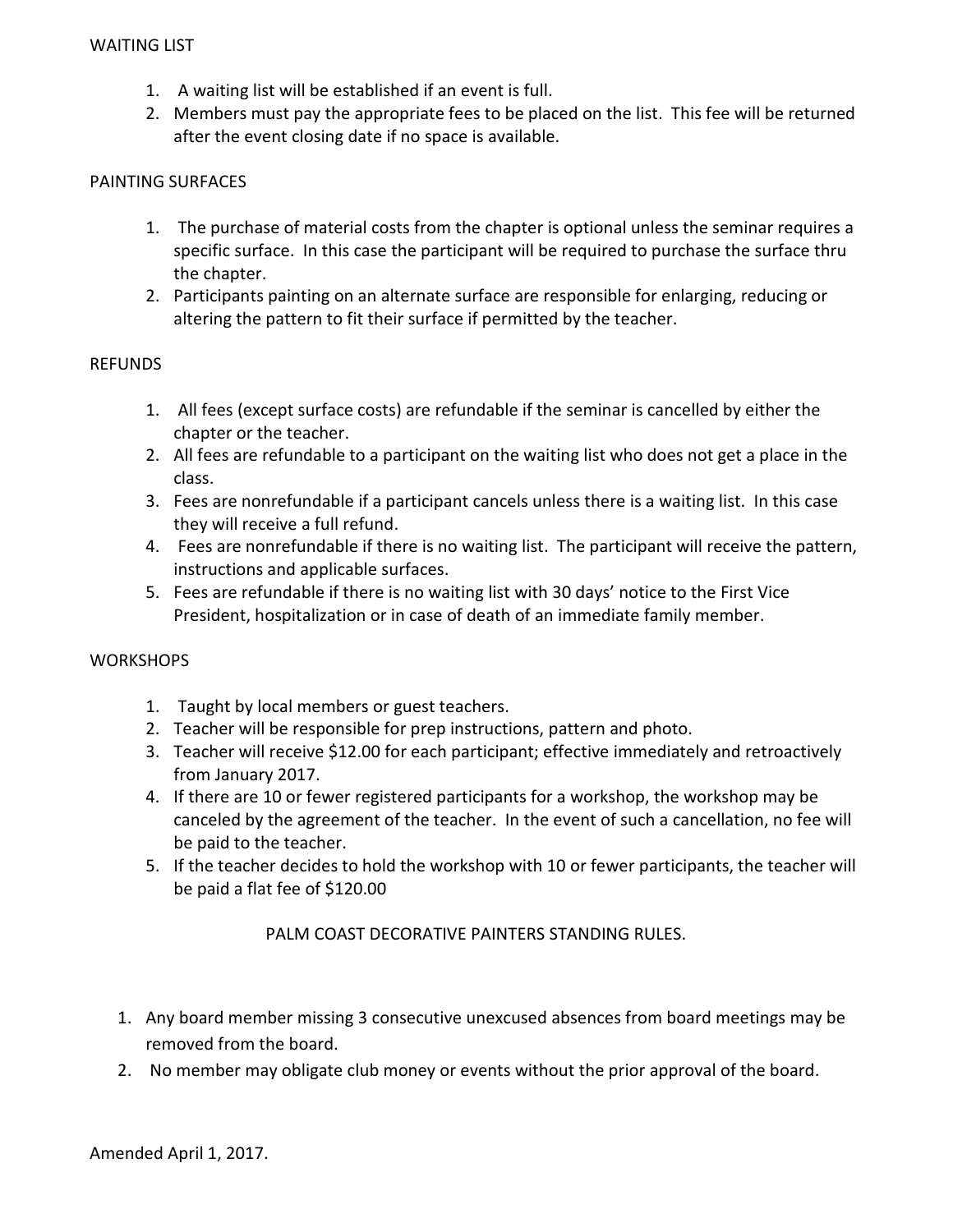## WAITING LIST

1. A waiting list will be established if an event is full.
2. Members must pay the appropriate fees to be placed on the list. This fee will be returned after the event closing date if no space is available.

## PAINTING SURFACES

1. The purchase of material costs from the chapter is optional unless the seminar requires a specific surface. In this case the participant will be required to purchase the surface thru the chapter.
2. Participants painting on an alternate surface are responsible for enlarging, reducing or altering the pattern to fit their surface if permitted by the teacher.

## REFUNDS

1. All fees (except surface costs) are refundable if the seminar is cancelled by either the chapter or the teacher.
2. All fees are refundable to a participant on the waiting list who does not get a place in the class.
3. Fees are nonrefundable if a participant cancels unless there is a waiting list. In this case they will receive a full refund.
4. Fees are nonrefundable if there is no waiting list. The participant will receive the pattern, instructions and applicable surfaces.
5. Fees are refundable if there is no waiting list with 30 days' notice to the First Vice President, hospitalization or in case of death of an immediate family member.

## WORKSHOPS

1. Taught by local members or guest teachers.
2. Teacher will be responsible for prep instructions, pattern and photo.
3. Teacher will receive $12.00 for each participant; effective immediately and retroactively from January 2017.
4. If there are 10 or fewer registered participants for a workshop, the workshop may be canceled by the agreement of the teacher. In the event of such a cancellation, no fee will be paid to the teacher.
5. If the teacher decides to hold the workshop with 10 or fewer participants, the teacher will be paid a flat fee of $120.00

## PALM COAST DECORATIVE PAINTERS STANDING RULES.

1. Any board member missing 3 consecutive unexcused absences from board meetings may be removed from the board.
2. No member may obligate club money or events without the prior approval of the board.

Amended April 1, 2017.